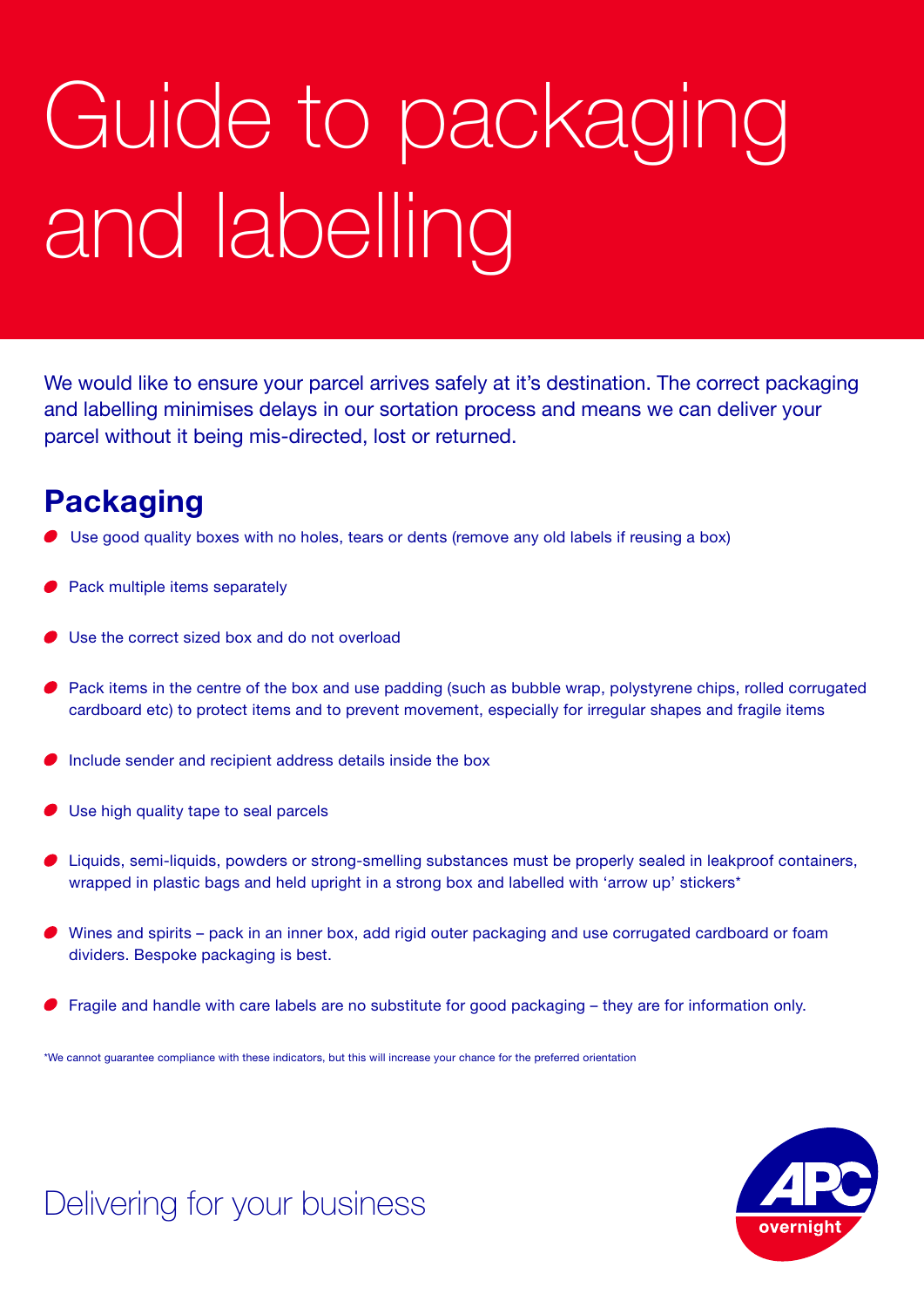# Guide to packaging and labelling

We would like to ensure your parcel arrives safely at it's destination. The correct packaging and labelling minimises delays in our sortation process and means we can deliver your parcel without it being mis-directed, lost or returned.

## Packaging

- Use good quality boxes with no holes, tears or dents (remove any old labels if reusing a box)
- Pack multiple items separately
- Use the correct sized box and do not overload
- Pack items in the centre of the box and use padding (such as bubble wrap, polystyrene chips, rolled corrugated cardboard etc) to protect items and to prevent movement, especially for irregular shapes and fragile items
- Include sender and recipient address details inside the box
- Use high quality tape to seal parcels
- Liquids, semi-liquids, powders or strong-smelling substances must be properly sealed in leakproof containers, wrapped in plastic bags and held upright in a strong box and labelled with 'arrow up' stickers*
- Wines and spirits – pack in an inner box, add rigid outer packaging and use corrugated cardboard or foam dividers. Bespoke packaging is best.
- Fragile and handle with care labels are no substitute for good packaging – they are for information only.

*We cannot guarantee compliance with these indicators, but this will increase your chance for the preferred orientation

Delivering for your business

APC overnight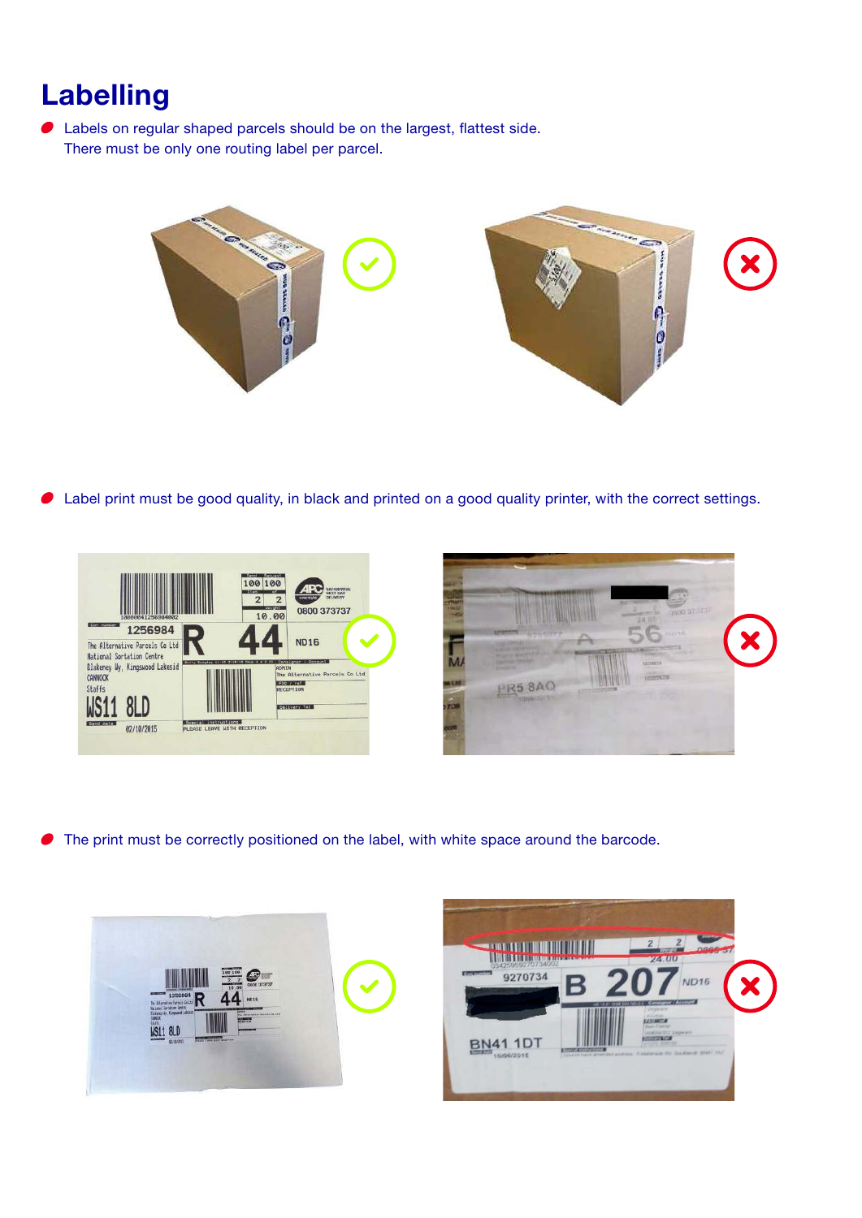# Labelling

- Labels on regular shaped parcels should be on the largest, flattest side.
  There must be only one routing label per parcel.

- Label print must be good quality, in black and printed on a good quality printer, with the correct settings.

- The print must be correctly positioned on the label, with white space around the barcode.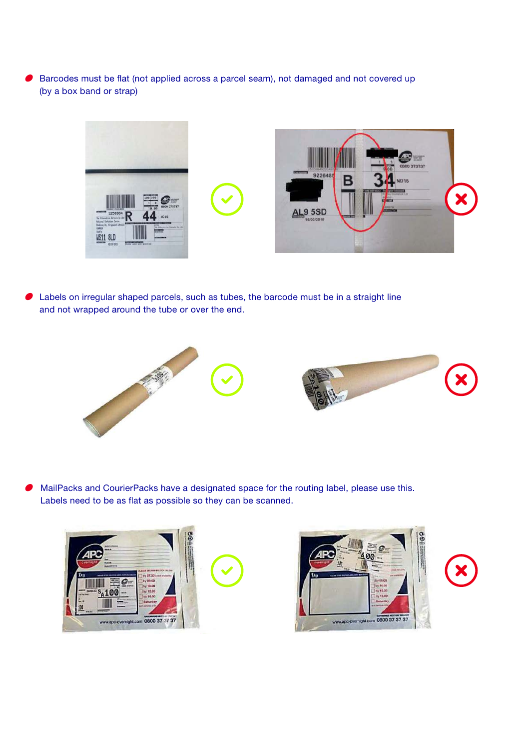- Barcodes must be flat (not applied across a parcel seam), not damaged and not covered up (by a box band or strap)

- Labels on irregular shaped parcels, such as tubes, the barcode must be in a straight line and not wrapped around the tube or over the end.

- MailPacks and CourierPacks have a designated space for the routing label, please use this. Labels need to be as flat as possible so they can be scanned.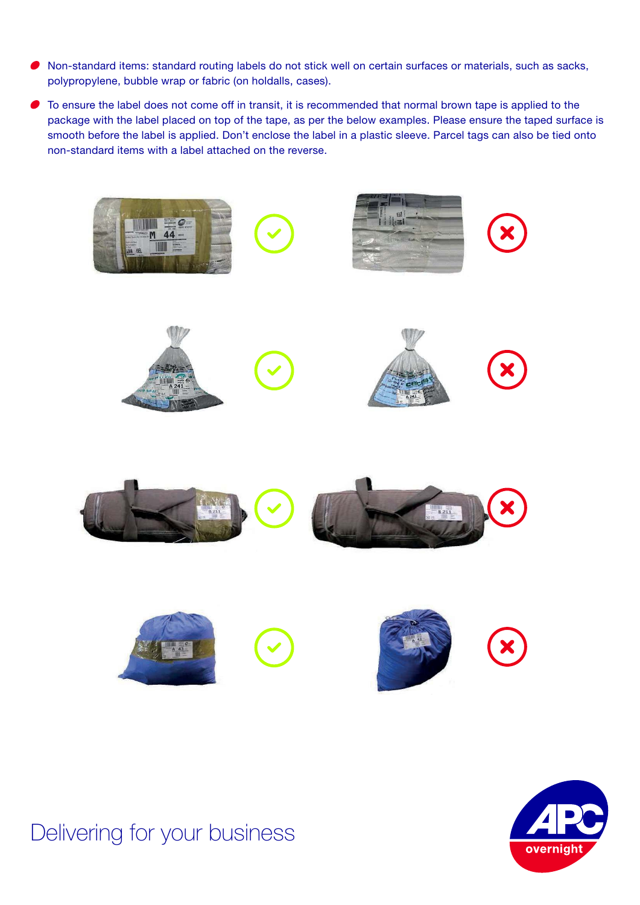- Non-standard items: standard routing labels do not stick well on certain surfaces or materials, such as sacks, polypropylene, bubble wrap or fabric (on holdalls, cases).
- To ensure the label does not come off in transit, it is recommended that normal brown tape is applied to the package with the label placed on top of the tape, as per the below examples. Please ensure the taped surface is smooth before the label is applied. Don't enclose the label in a plastic sleeve. Parcel tags can also be tied onto non-standard items with a label attached on the reverse.

Delivering for your business